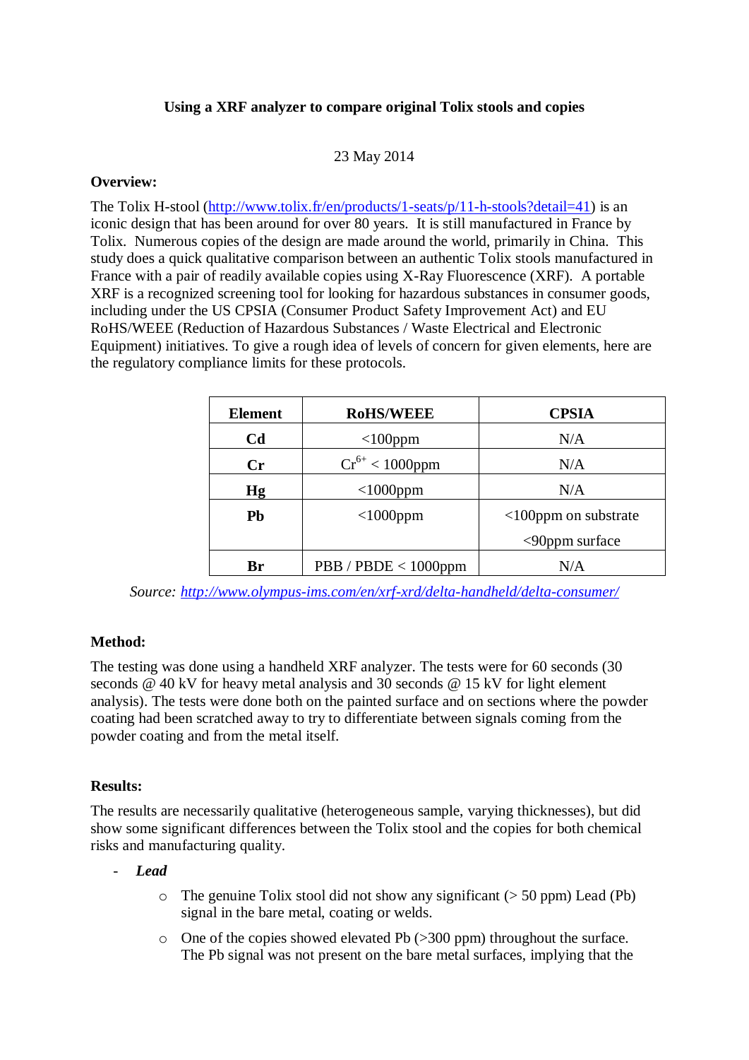# Using a XRF analyzer to compare original Tolix stools and copies

23 May 2014

**Overview:**

The Tolix H-stool (http://www.tolix.fr/en/products/1-seats/p/11-h-stools?detail=41) is an iconic design that has been around for over 80 years. It is still manufactured in France by Tolix. Numerous copies of the design are made around the world, primarily in China. This study does a quick qualitative comparison between an authentic Tolix stools manufactured in France with a pair of readily available copies using X-Ray Fluorescence (XRF). A portable XRF is a recognized screening tool for looking for hazardous substances in consumer goods, including under the US CPSIA (Consumer Product Safety Improvement Act) and EU RoHS/WEEE (Reduction of Hazardous Substances / Waste Electrical and Electronic Equipment) initiatives. To give a rough idea of levels of concern for given elements, here are the regulatory compliance limits for these protocols.

| Element | RoHS/WEEE | CPSIA |
|---|---|---|
| **Cd** | <100ppm | N/A |
| **Cr** | $Cr^{6+}$ < 1000ppm | N/A |
| **Hg** | <1000ppm | N/A |
| **Pb** | <1000ppm | <100ppm on substrate<br><90ppm surface |
| **Br** | PBB / PBDE < 1000ppm | N/A |

*Source: http://www.olympus-ims.com/en/xrf-xrd/delta-handheld/delta-consumer/*

**Method:**

The testing was done using a handheld XRF analyzer. The tests were for 60 seconds (30 seconds @ 40 kV for heavy metal analysis and 30 seconds @ 15 kV for light element analysis). The tests were done both on the painted surface and on sections where the powder coating had been scratched away to try to differentiate between signals coming from the powder coating and from the metal itself.

**Results:**

The results are necessarily qualitative (heterogeneous sample, varying thicknesses), but did show some significant differences between the Tolix stool and the copies for both chemical risks and manufacturing quality.

- ***Lead***
  - The genuine Tolix stool did not show any significant (> 50 ppm) Lead (Pb) signal in the bare metal, coating or welds.
  - One of the copies showed elevated Pb (>300 ppm) throughout the surface. The Pb signal was not present on the bare metal surfaces, implying that the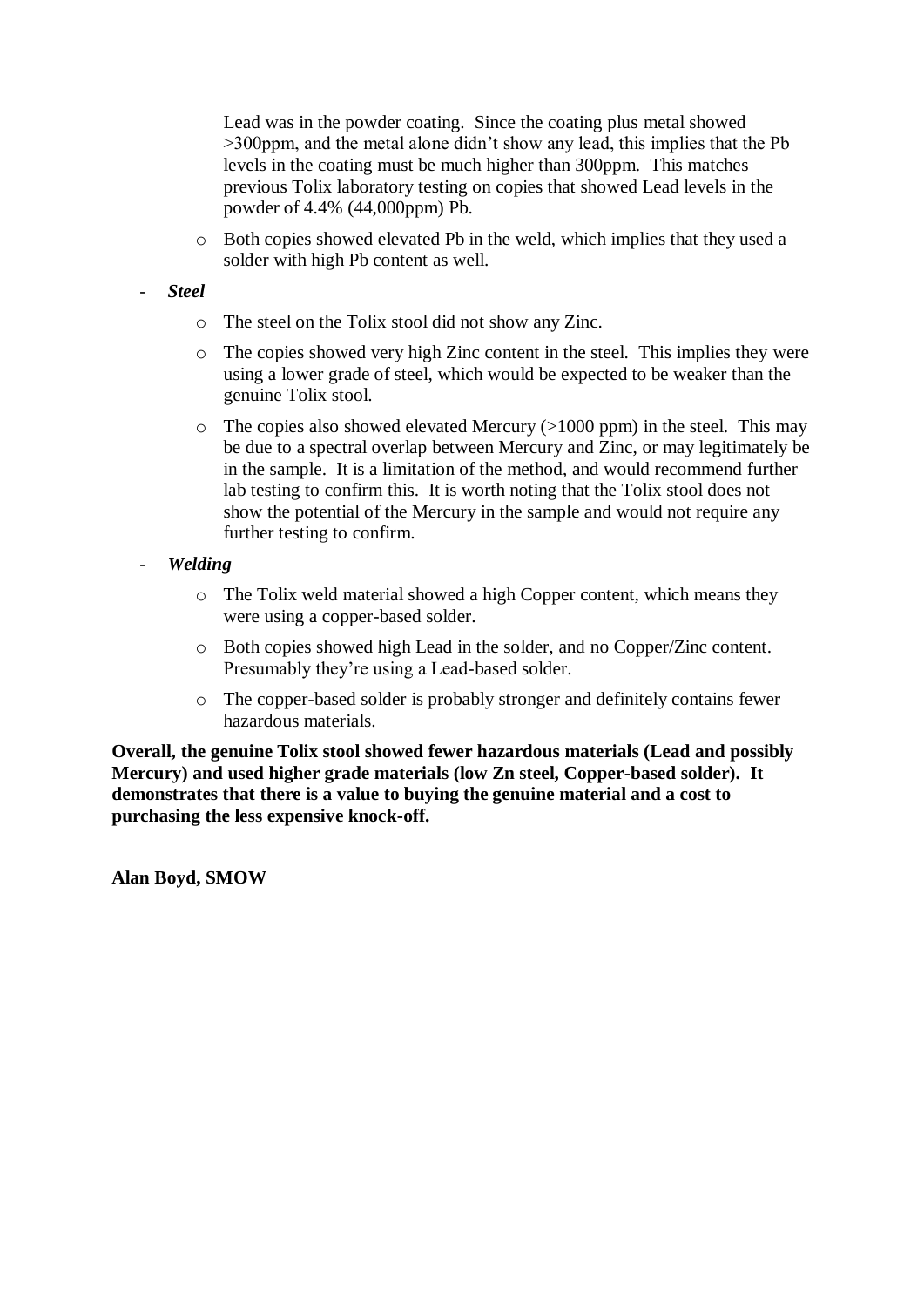Lead was in the powder coating. Since the coating plus metal showed >300ppm, and the metal alone didn't show any lead, this implies that the Pb levels in the coating must be much higher than 300ppm. This matches previous Tolix laboratory testing on copies that showed Lead levels in the powder of 4.4% (44,000ppm) Pb.

  - Both copies showed elevated Pb in the weld, which implies that they used a solder with high Pb content as well.

- ***Steel***
  - The steel on the Tolix stool did not show any Zinc.
  - The copies showed very high Zinc content in the steel. This implies they were using a lower grade of steel, which would be expected to be weaker than the genuine Tolix stool.
  - The copies also showed elevated Mercury (>1000 ppm) in the steel. This may be due to a spectral overlap between Mercury and Zinc, or may legitimately be in the sample. It is a limitation of the method, and would recommend further lab testing to confirm this. It is worth noting that the Tolix stool does not show the potential of the Mercury in the sample and would not require any further testing to confirm.

- ***Welding***
  - The Tolix weld material showed a high Copper content, which means they were using a copper-based solder.
  - Both copies showed high Lead in the solder, and no Copper/Zinc content. Presumably they're using a Lead-based solder.
  - The copper-based solder is probably stronger and definitely contains fewer hazardous materials.

**Overall, the genuine Tolix stool showed fewer hazardous materials (Lead and possibly Mercury) and used higher grade materials (low Zn steel, Copper-based solder). It demonstrates that there is a value to buying the genuine material and a cost to purchasing the less expensive knock-off.**

**Alan Boyd, SMOW**